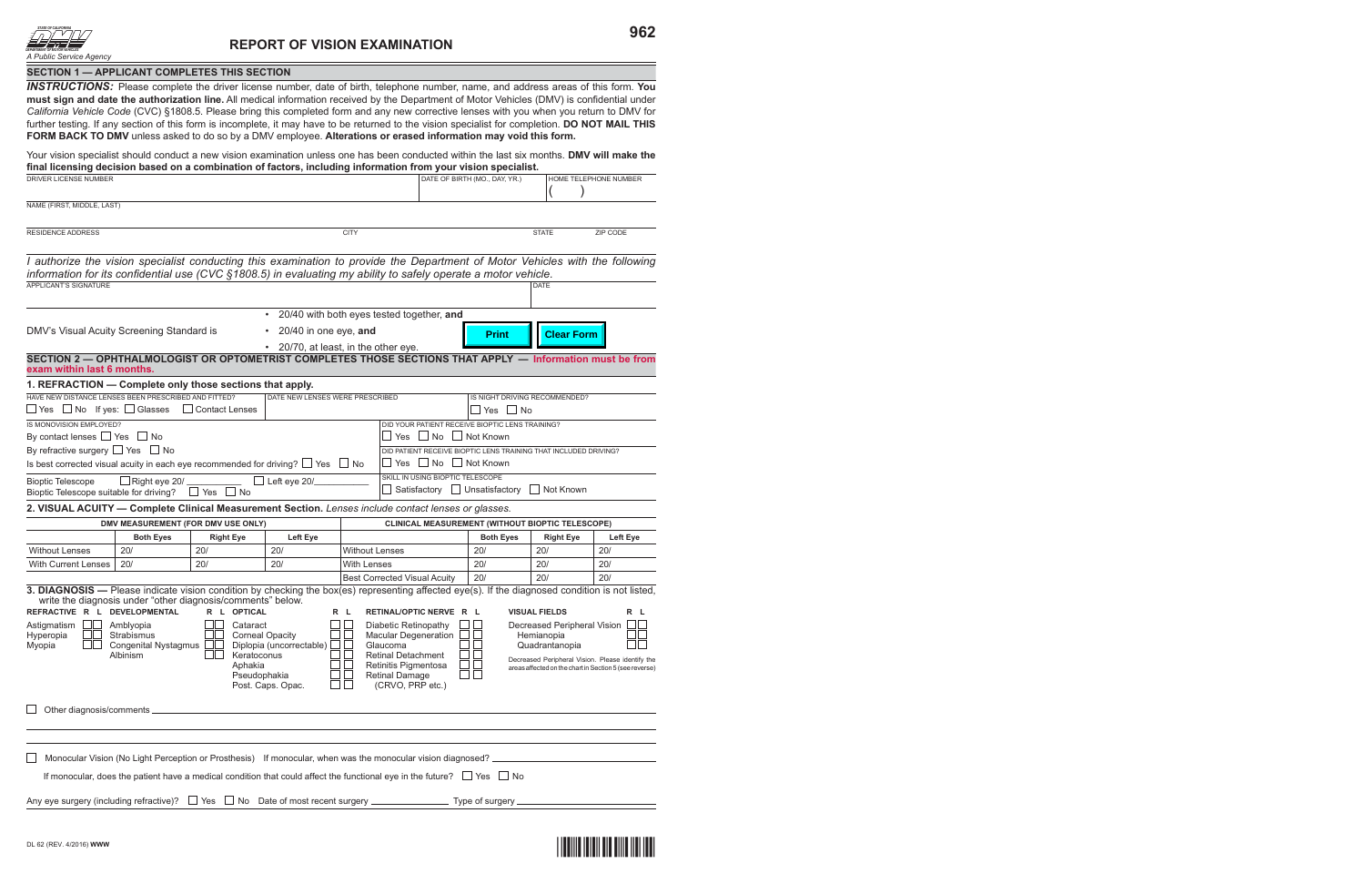STATE OF CALIFORNIA
DEPARTMENT OF MOTOR VEHICLES
*A Public Service Agency*

# REPORT OF VISION EXAMINATION

**962**

## SECTION 1 — APPLICANT COMPLETES THIS SECTION

***INSTRUCTIONS:*** Please complete the driver license number, date of birth, telephone number, name, and address areas of this form. **You must sign and date the authorization line.** All medical information received by the Department of Motor Vehicles (DMV) is confidential under *California Vehicle Code* (CVC) §1808.5. Please bring this completed form and any new corrective lenses with you when you return to DMV for further testing. If any section of this form is incomplete, it may have to be returned to the vision specialist for completion. **DO NOT MAIL THIS FORM BACK TO DMV** unless asked to do so by a DMV employee. **Alterations or erased information may void this form.**

Your vision specialist should conduct a new vision examination unless one has been conducted within the last six months. **DMV will make the final licensing decision based on a combination of factors, including information from your vision specialist.**

| DRIVER LICENSE NUMBER | DATE OF BIRTH (MO., DAY, YR.) | HOME TELEPHONE NUMBER |
|---|---|---|
| | | ( ) |

NAME (FIRST, MIDDLE, LAST)

| RESIDENCE ADDRESS | CITY | STATE | ZIP CODE |
|---|---|---|---|
| | | | |

*I authorize the vision specialist conducting this examination to provide the Department of Motor Vehicles with the following information for its confidential use (CVC §1808.5) in evaluating my ability to safely operate a motor vehicle.*

| APPLICANT'S SIGNATURE | DATE |
|---|---|
| | |

DMV's Visual Acuity Screening Standard is
- 20/40 with both eyes tested together, **and**
- 20/40 in one eye, **and**
- 20/70, at least, in the other eye.

Print | Clear Form

## SECTION 2 — OPHTHALMOLOGIST OR OPTOMETRIST COMPLETES THOSE SECTIONS THAT APPLY — Information must be from exam within last 6 months.

### 1. REFRACTION — Complete only those sections that apply.

HAVE NEW DISTANCE LENSES BEEN PRESCRIBED AND FITTED? ☐ Yes ☐ No If yes: ☐ Glasses ☐ Contact Lenses

DATE NEW LENSES WERE PRESCRIBED

IS NIGHT DRIVING RECOMMENDED? ☐ Yes ☐ No

IS MONOVISION EMPLOYED?
By contact lenses ☐ Yes ☐ No
By refractive surgery ☐ Yes ☐ No

Is best corrected visual acuity in each eye recommended for driving? ☐ Yes ☐ No

Bioptic Telescope ☐ Right eye 20/\_\_\_\_\_\_\_\_ ☐ Left eye 20/\_\_\_\_\_\_\_\_
Bioptic Telescope suitable for driving? ☐ Yes ☐ No

DID YOUR PATIENT RECEIVE BIOPTIC LENS TRAINING? ☐ Yes ☐ No ☐ Not Known

DID PATIENT RECEIVE BIOPTIC LENS TRAINING THAT INCLUDED DRIVING? ☐ Yes ☐ No ☐ Not Known

SKILL IN USING BIOPTIC TELESCOPE ☐ Satisfactory ☐ Unsatisfactory ☐ Not Known

### 2. VISUAL ACUITY — Complete Clinical Measurement Section. *Lenses include contact lenses or glasses.*

| DMV MEASUREMENT (FOR DMV USE ONLY) | | | | CLINICAL MEASUREMENT (WITHOUT BIOPTIC TELESCOPE) | | | |
|---|---|---|---|---|---|---|---|
| | Both Eyes | Right Eye | Left Eye | | Both Eyes | Right Eye | Left Eye |
| Without Lenses | 20/ | 20/ | 20/ | Without Lenses | 20/ | 20/ | 20/ |
| With Current Lenses | 20/ | 20/ | 20/ | With Lenses | 20/ | 20/ | 20/ |
| | | | | Best Corrected Visual Acuity | 20/ | 20/ | 20/ |

### 3. DIAGNOSIS — Please indicate vision condition by checking the box(es) representing affected eye(s). If the diagnosed condition is not listed, write the diagnosis under "other diagnosis/comments" below.

**REFRACTIVE** (R L)
- Astigmatism ☐☐
- Hyperopia ☐☐
- Myopia ☐☐

**DEVELOPMENTAL** (R L)
- Amblyopia ☐☐
- Strabismus ☐☐
- Congenital Nystagmus ☐☐
- Albinism ☐☐

**OPTICAL** (R L)
- Cataract ☐☐
- Corneal Opacity ☐☐
- Diplopia (uncorrectable) ☐☐
- Keratoconus ☐☐
- Aphakia ☐☐
- Pseudophakia ☐☐
- Post. Caps. Opac. ☐☐

**RETINAL/OPTIC NERVE** (R L)
- Diabetic Retinopathy ☐☐
- Macular Degeneration ☐☐
- Glaucoma ☐☐
- Retinal Detachment ☐☐
- Retinitis Pigmentosa ☐☐
- Retinal Damage (CRVO, PRP etc.) ☐☐

**VISUAL FIELDS** (R L)
- Decreased Peripheral Vision ☐☐
- Hemianopia ☐☐
- Quadrantanopia ☐☐

Decreased Peripheral Vision. Please identify the areas affected on the chart in Section 5 (see reverse)

☐ Other diagnosis/comments \_\_\_\_\_\_\_\_\_\_\_\_\_\_\_\_\_\_\_\_\_\_\_\_\_\_\_\_\_\_

☐ Monocular Vision (No Light Perception or Prosthesis) If monocular, when was the monocular vision diagnosed? \_\_\_\_\_\_\_\_\_\_\_\_\_\_\_\_

If monocular, does the patient have a medical condition that could affect the functional eye in the future? ☐ Yes ☐ No

Any eye surgery (including refractive)? ☐ Yes ☐ No Date of most recent surgery \_\_\_\_\_\_\_\_\_\_\_\_ Type of surgery \_\_\_\_\_\_\_\_\_\_\_\_

DL 62 (REV. 4/2016) **WWW**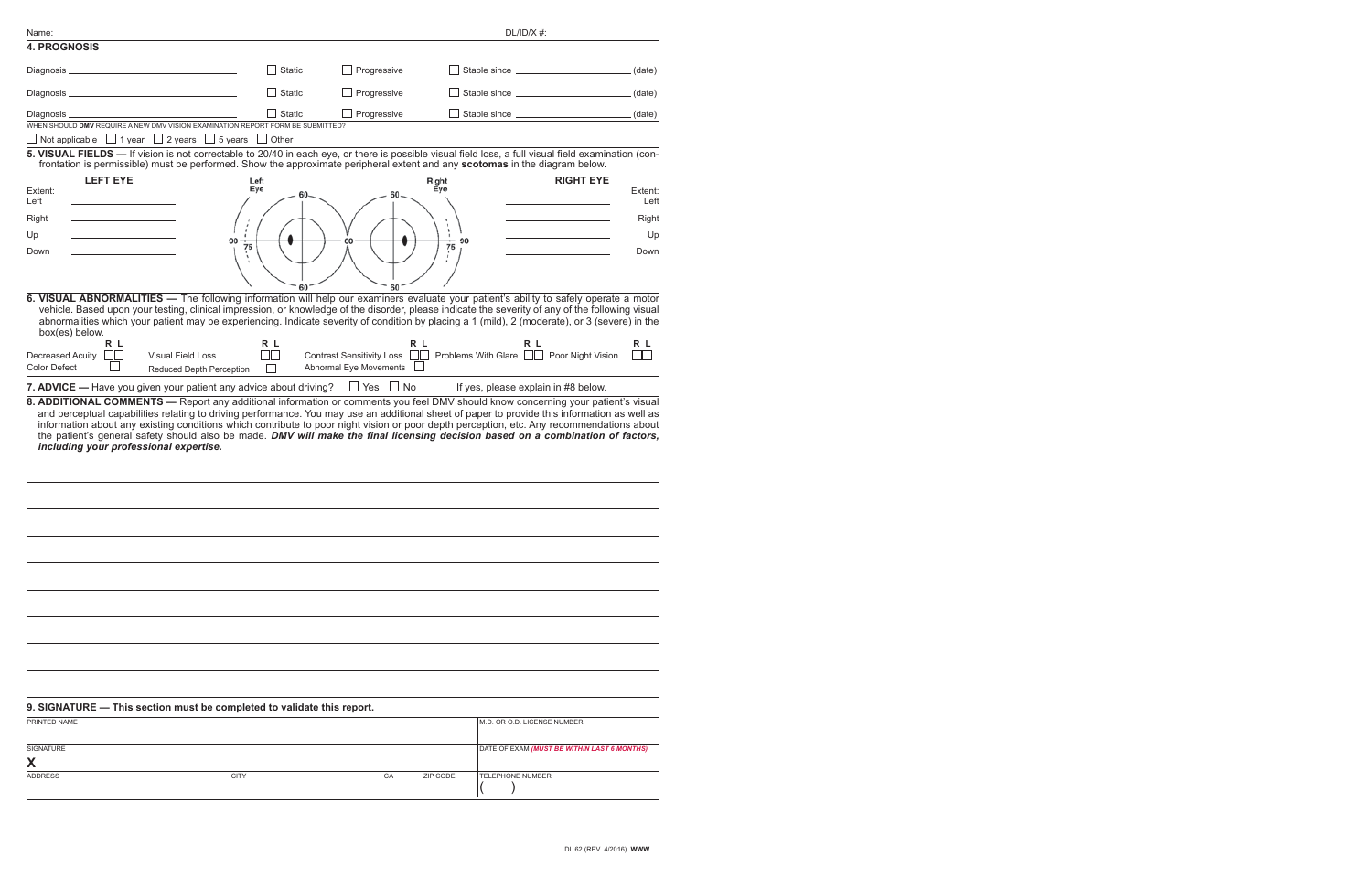Name: DL/ID/X #:

## 4. PROGNOSIS

Diagnosis ______________________ ☐ Static ☐ Progressive ☐ Stable since ______________________ (date)

Diagnosis ______________________ ☐ Static ☐ Progressive ☐ Stable since ______________________ (date)

Diagnosis ______________________ ☐ Static ☐ Progressive ☐ Stable since ______________________ (date)

WHEN SHOULD **DMV** REQUIRE A NEW DMV VISION EXAMINATION REPORT FORM BE SUBMITTED?

☐ Not applicable ☐ 1 year ☐ 2 years ☐ 5 years ☐ Other

**5. VISUAL FIELDS —** If vision is not correctable to 20/40 in each eye, or there is possible visual field loss, a full visual field examination (confrontation is permissible) must be performed. Show the approximate peripheral extent and any **scotomas** in the diagram below.

| LEFT EYE | | RIGHT EYE | |
|---|---|---|---|
| Extent: Left | ______ | ______ | Extent: Left |
| Right | ______ | ______ | Right |
| Up | ______ | ______ | Up |
| Down | ______ | ______ | Down |

Left Eye
Right Eye
60
60
90
75
60
75
90
60
60

**6. VISUAL ABNORMALITIES —** The following information will help our examiners evaluate your patient's ability to safely operate a motor vehicle. Based upon your testing, clinical impression, or knowledge of the disorder, please indicate the severity of any of the following visual abnormalities which your patient may be experiencing. Indicate severity of condition by placing a 1 (mild), 2 (moderate), or 3 (severe) in the box(es) below.

| | R L | | R L | | R L | | R L | | R L |
|---|---|---|---|---|---|---|---|---|---|
| Decreased Acuity | ☐☐ | Visual Field Loss | ☐☐ | Contrast Sensitivity Loss | ☐☐ | Problems With Glare | ☐☐ | Poor Night Vision | ☐☐ |
| Color Defect | ☐ | Reduced Depth Perception | ☐ | Abnormal Eye Movements | ☐ | | | | |

**7. ADVICE —** Have you given your patient any advice about driving? ☐ Yes ☐ No If yes, please explain in #8 below.

**8. ADDITIONAL COMMENTS —** Report any additional information or comments you feel DMV should know concerning your patient's visual and perceptual capabilities relating to driving performance. You may use an additional sheet of paper to provide this information as well as information about any existing conditions which contribute to poor night vision or poor depth perception, etc. Any recommendations about the patient's general safety should also be made. ***DMV will make the final licensing decision based on a combination of factors, including your professional expertise.***

______________________________________________________________________

______________________________________________________________________

______________________________________________________________________

______________________________________________________________________

______________________________________________________________________

______________________________________________________________________

______________________________________________________________________

______________________________________________________________________

______________________________________________________________________

**9. SIGNATURE — This section must be completed to validate this report.**

| | | | | |
|---|---|---|---|---|
| PRINTED NAME | | | | M.D. OR O.D. LICENSE NUMBER |
| SIGNATURE **X** | | | | DATE OF EXAM *(MUST BE WITHIN LAST 6 MONTHS)* |
| ADDRESS | CITY | CA | ZIP CODE | TELEPHONE NUMBER ( ) |

DL 62 (REV. 4/2016) **WWW**